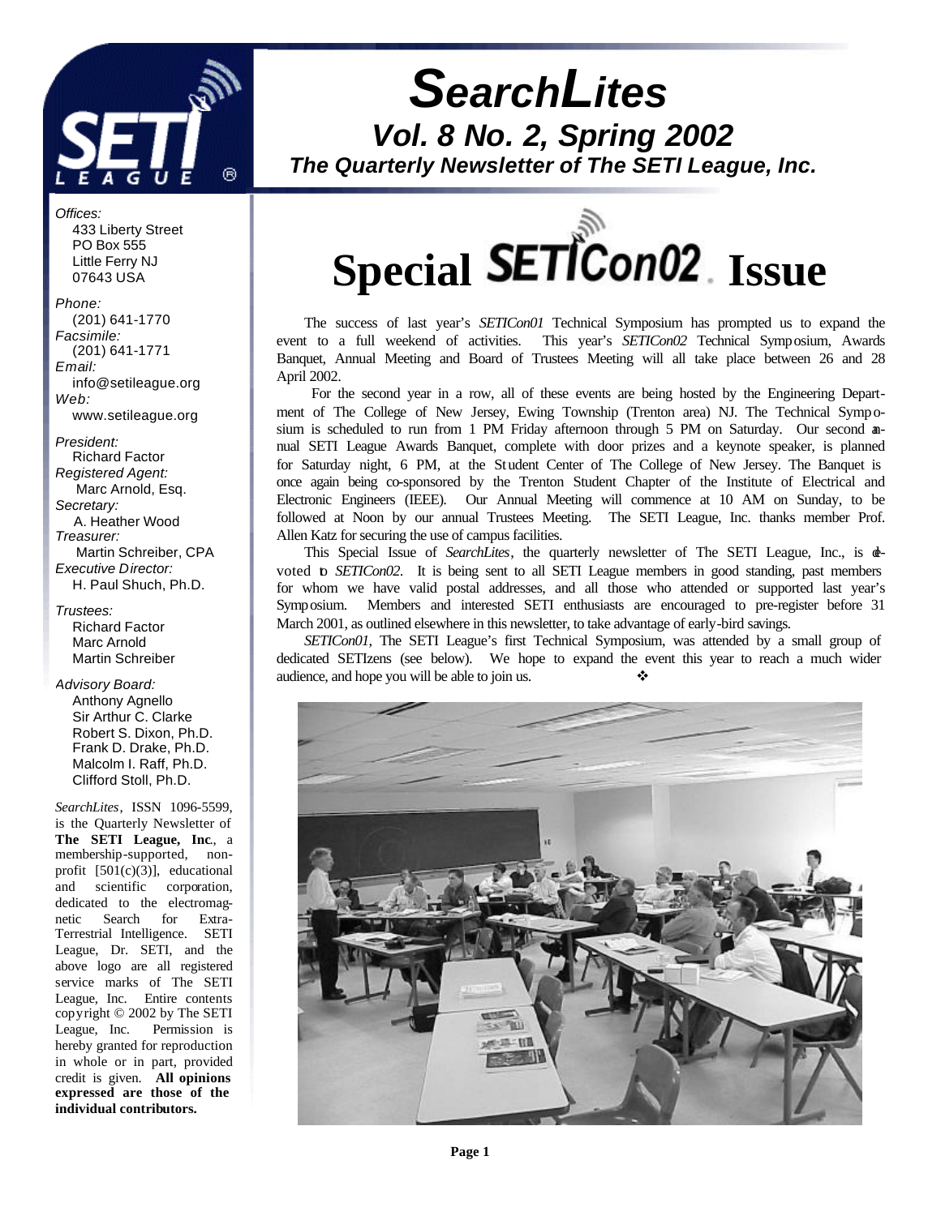# SearchLites

## Vol. 8 No. 2, Spring 2002

### The Quarterly Newsletter of The SETI League, Inc.

*Offices:*
433 Liberty Street
PO Box 555
Little Ferry NJ
07643 USA

*Phone:*
(201) 641-1770
*Facsimile:*
(201) 641-1771
*Email:*
info@setileague.org
*Web:*
www.setileague.org

*President:*
Richard Factor
*Registered Agent:*
Marc Arnold, Esq.
*Secretary:*
A. Heather Wood
*Treasurer:*
Martin Schreiber, CPA
*Executive Director:*
H. Paul Shuch, Ph.D.

*Trustees:*
Richard Factor
Marc Arnold
Martin Schreiber

*Advisory Board:*
Anthony Agnello
Sir Arthur C. Clarke
Robert S. Dixon, Ph.D.
Frank D. Drake, Ph.D.
Malcolm I. Raff, Ph.D.
Clifford Stoll, Ph.D.

*SearchLites*, ISSN 1096-5599, is the Quarterly Newsletter of **The SETI League, Inc**., a membership-supported, non-profit [501(c)(3)], educational and scientific corporation, dedicated to the electromagnetic Search for Extra-Terrestrial Intelligence. SETI League, Dr. SETI, and the above logo are all registered service marks of The SETI League, Inc. Entire contents copyright © 2002 by The SETI League, Inc. Permission is hereby granted for reproduction in whole or in part, provided credit is given. **All opinions expressed are those of the individual contributors.**

# Special SETICon02 Issue

The success of last year's *SETICon01* Technical Symposium has prompted us to expand the event to a full weekend of activities. This year's *SETICon02* Technical Symposium, Awards Banquet, Annual Meeting and Board of Trustees Meeting will all take place between 26 and 28 April 2002.

For the second year in a row, all of these events are being hosted by the Engineering Department of The College of New Jersey, Ewing Township (Trenton area) NJ. The Technical Symposium is scheduled to run from 1 PM Friday afternoon through 5 PM on Saturday. Our second annual SETI League Awards Banquet, complete with door prizes and a keynote speaker, is planned for Saturday night, 6 PM, at the Student Center of The College of New Jersey. The Banquet is once again being co-sponsored by the Trenton Student Chapter of the Institute of Electrical and Electronic Engineers (IEEE). Our Annual Meeting will commence at 10 AM on Sunday, to be followed at Noon by our annual Trustees Meeting. The SETI League, Inc. thanks member Prof. Allen Katz for securing the use of campus facilities.

This Special Issue of *SearchLites*, the quarterly newsletter of The SETI League, Inc., is devoted to *SETICon02*. It is being sent to all SETI League members in good standing, past members for whom we have valid postal addresses, and all those who attended or supported last year's Symposium. Members and interested SETI enthusiasts are encouraged to pre-register before 31 March 2001, as outlined elsewhere in this newsletter, to take advantage of early-bird savings.

*SETICon01*, The SETI League's first Technical Symposium, was attended by a small group of dedicated SETIzens (see below). We hope to expand the event this year to reach a much wider audience, and hope you will be able to join us. ❖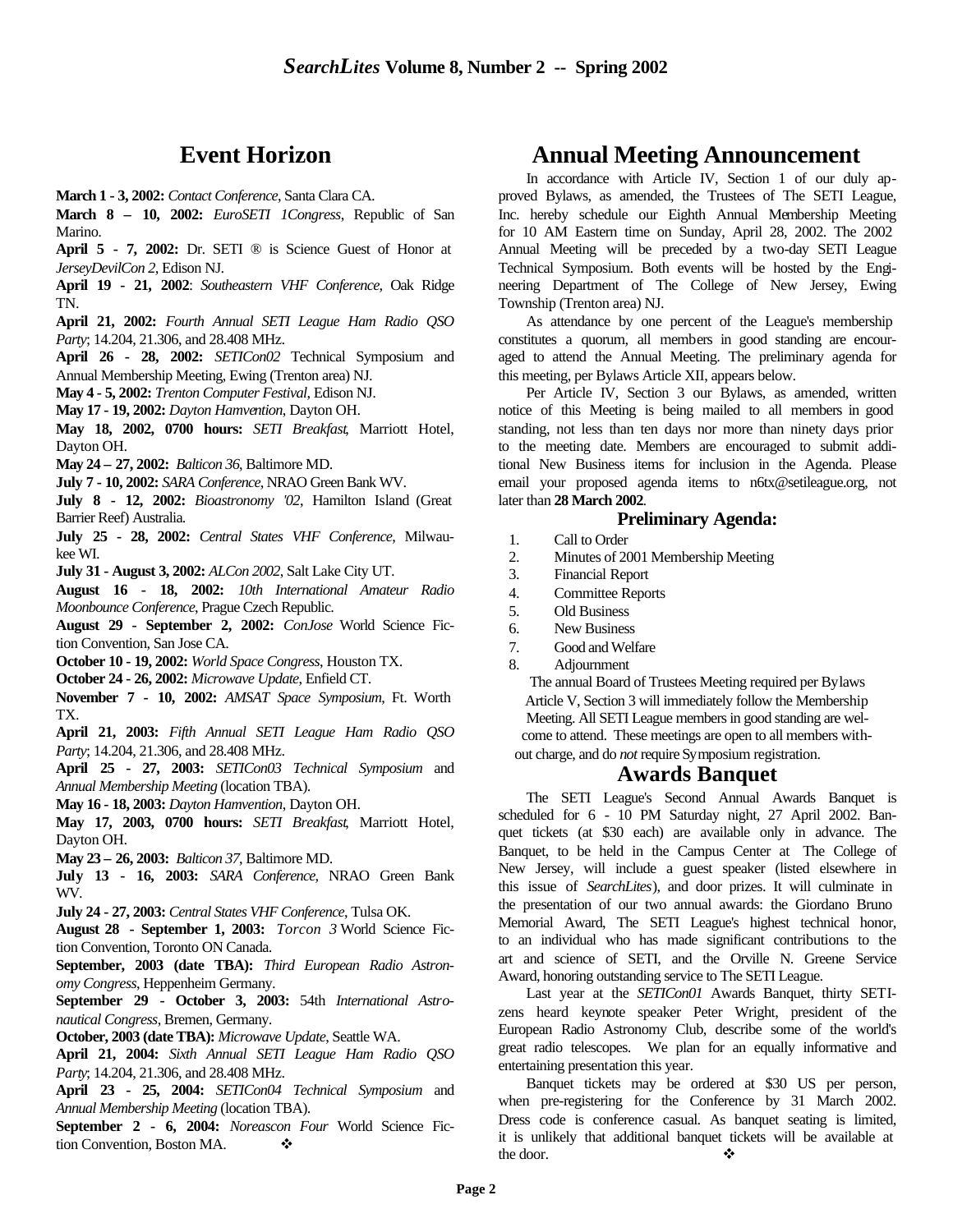## Event Horizon

**March 1 - 3, 2002:** *Contact Conference*, Santa Clara CA.

**March 8 – 10, 2002:** *EuroSETI 1Congress*, Republic of San Marino.

**April 5 - 7, 2002:** Dr. SETI ® is Science Guest of Honor at *JerseyDevilCon 2*, Edison NJ.

**April 19 - 21, 2002**: *Southeastern VHF Conference*, Oak Ridge TN.

**April 21, 2002:** *Fourth Annual SETI League Ham Radio QSO Party*; 14.204, 21.306, and 28.408 MHz.

**April 26 - 28, 2002:** *SETICon02* Technical Symposium and Annual Membership Meeting, Ewing (Trenton area) NJ.

**May 4 - 5, 2002:** *Trenton Computer Festival*, Edison NJ.

**May 17 - 19, 2002:** *Dayton Hamvention*, Dayton OH.

**May 18, 2002, 0700 hours:** *SETI Breakfast*, Marriott Hotel, Dayton OH.

**May 24 – 27, 2002:** *Balticon 36*, Baltimore MD.

**July 7 - 10, 2002:** *SARA Conference*, NRAO Green Bank WV.

**July 8 - 12, 2002:** *Bioastronomy '02*, Hamilton Island (Great Barrier Reef) Australia.

**July 25 - 28, 2002:** *Central States VHF Conference*, Milwaukee WI.

**July 31 - August 3, 2002:** *ALCon 2002*, Salt Lake City UT.

**August 16 - 18, 2002:** *10th International Amateur Radio Moonbounce Conference*, Prague Czech Republic.

**August 29 - September 2, 2002:** *ConJose* World Science Fiction Convention, San Jose CA.

**October 10 - 19, 2002:** *World Space Congress*, Houston TX.

**October 24 - 26, 2002:** *Microwave Update*, Enfield CT.

**November 7 - 10, 2002:** *AMSAT Space Symposium*, Ft. Worth TX.

**April 21, 2003:** *Fifth Annual SETI League Ham Radio QSO Party*; 14.204, 21.306, and 28.408 MHz.

**April 25 - 27, 2003:** *SETICon03 Technical Symposium* and *Annual Membership Meeting* (location TBA).

**May 16 - 18, 2003:** *Dayton Hamvention*, Dayton OH.

**May 17, 2003, 0700 hours:** *SETI Breakfast*, Marriott Hotel, Dayton OH.

**May 23 – 26, 2003:** *Balticon 37*, Baltimore MD.

**July 13 - 16, 2003:** *SARA Conference*, NRAO Green Bank WV.

**July 24 - 27, 2003:** *Central States VHF Conference*, Tulsa OK.

**August 28 - September 1, 2003:** *Torcon 3* World Science Fiction Convention, Toronto ON Canada.

**September, 2003 (date TBA):** *Third European Radio Astronomy Congress*, Heppenheim Germany.

**September 29 - October 3, 2003:** 54th *International Astronautical Congress*, Bremen, Germany.

**October, 2003 (date TBA):** *Microwave Update*, Seattle WA.

**April 21, 2004:** *Sixth Annual SETI League Ham Radio QSO Party*; 14.204, 21.306, and 28.408 MHz.

**April 23 - 25, 2004:** *SETICon04 Technical Symposium* and *Annual Membership Meeting* (location TBA).

**September 2 - 6, 2004:** *Noreascon Four* World Science Fiction Convention, Boston MA. ❖

## Annual Meeting Announcement

In accordance with Article IV, Section 1 of our duly approved Bylaws, as amended, the Trustees of The SETI League, Inc. hereby schedule our Eighth Annual Membership Meeting for 10 AM Eastern time on Sunday, April 28, 2002. The 2002 Annual Meeting will be preceded by a two-day SETI League Technical Symposium. Both events will be hosted by the Engineering Department of The College of New Jersey, Ewing Township (Trenton area) NJ.

As attendance by one percent of the League's membership constitutes a quorum, all members in good standing are encouraged to attend the Annual Meeting. The preliminary agenda for this meeting, per Bylaws Article XII, appears below.

Per Article IV, Section 3 our Bylaws, as amended, written notice of this Meeting is being mailed to all members in good standing, not less than ten days nor more than ninety days prior to the meeting date. Members are encouraged to submit additional New Business items for inclusion in the Agenda. Please email your proposed agenda items to n6tx@setileague.org, not later than **28 March 2002**.

### Preliminary Agenda:

1. Call to Order
2. Minutes of 2001 Membership Meeting
3. Financial Report
4. Committee Reports
5. Old Business
6. New Business
7. Good and Welfare
8. Adjournment

The annual Board of Trustees Meeting required per Bylaws Article V, Section 3 will immediately follow the Membership Meeting. All SETI League members in good standing are welcome to attend. These meetings are open to all members without charge, and do *not* require Symposium registration.

## Awards Banquet

The SETI League's Second Annual Awards Banquet is scheduled for 6 - 10 PM Saturday night, 27 April 2002. Banquet tickets (at $30 each) are available only in advance. The Banquet, to be held in the Campus Center at The College of New Jersey, will include a guest speaker (listed elsewhere in this issue of *SearchLites*), and door prizes. It will culminate in the presentation of our two annual awards: the Giordano Bruno Memorial Award, The SETI League's highest technical honor, to an individual who has made significant contributions to the art and science of SETI, and the Orville N. Greene Service Award, honoring outstanding service to The SETI League.

Last year at the *SETICon01* Awards Banquet, thirty SETIzens heard keynote speaker Peter Wright, president of the European Radio Astronomy Club, describe some of the world's great radio telescopes. We plan for an equally informative and entertaining presentation this year.

Banquet tickets may be ordered at $30 US per person, when pre-registering for the Conference by 31 March 2002. Dress code is conference casual. As banquet seating is limited, it is unlikely that additional banquet tickets will be available at the door. ❖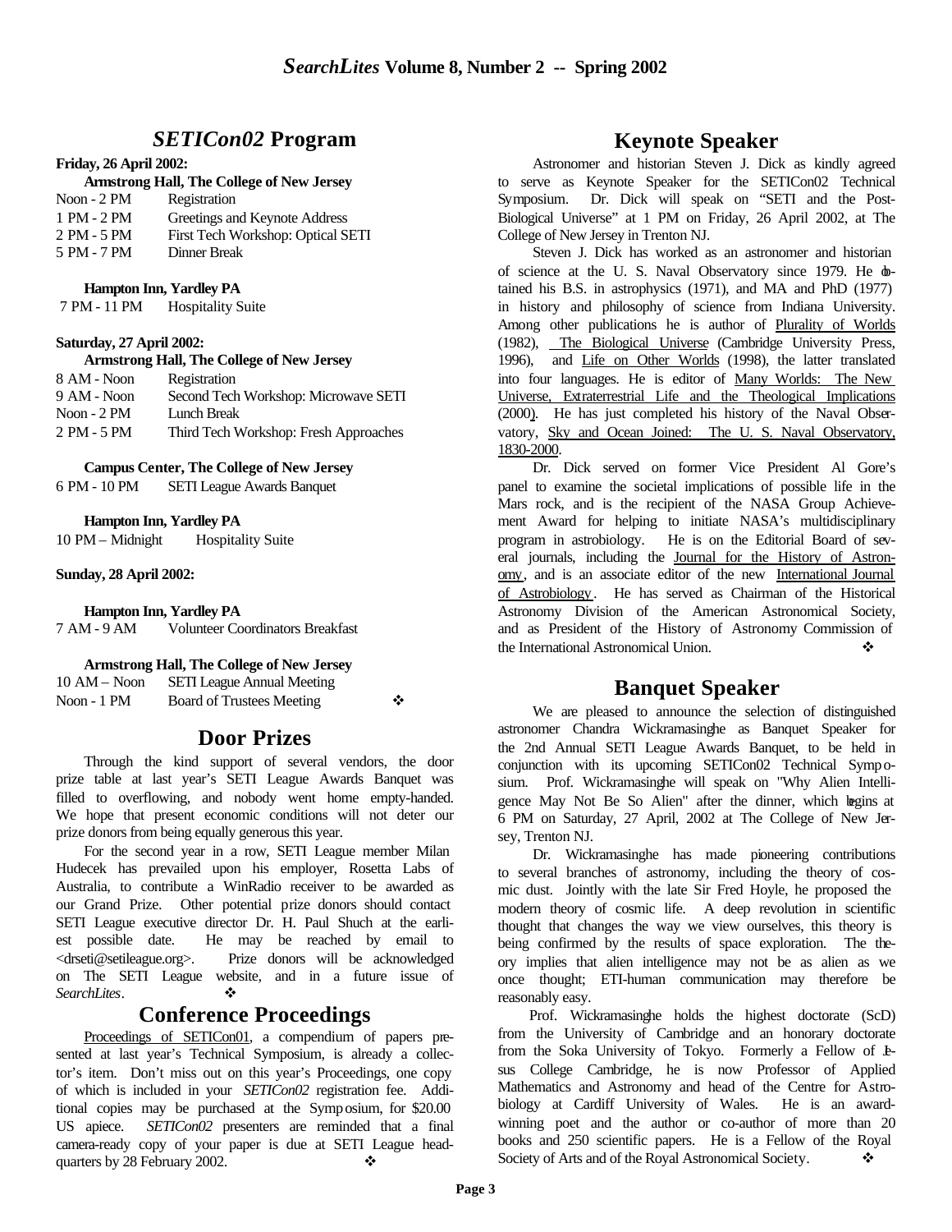## *SETICon02* Program

**Friday, 26 April 2002:**

**Armstrong Hall, The College of New Jersey**

| | |
|---|---|
| Noon - 2 PM | Registration |
| 1 PM - 2 PM | Greetings and Keynote Address |
| 2 PM - 5 PM | First Tech Workshop: Optical SETI |
| 5 PM - 7 PM | Dinner Break |

**Hampton Inn, Yardley PA**

| | |
|---|---|
| 7 PM - 11 PM | Hospitality Suite |

**Saturday, 27 April 2002:**

**Armstrong Hall, The College of New Jersey**

| | |
|---|---|
| 8 AM - Noon | Registration |
| 9 AM - Noon | Second Tech Workshop: Microwave SETI |
| Noon - 2 PM | Lunch Break |
| 2 PM - 5 PM | Third Tech Workshop: Fresh Approaches |

**Campus Center, The College of New Jersey**

| | |
|---|---|
| 6 PM - 10 PM | SETI League Awards Banquet |

**Hampton Inn, Yardley PA**

| | |
|---|---|
| 10 PM – Midnight | Hospitality Suite |

**Sunday, 28 April 2002:**

**Hampton Inn, Yardley PA**

| | |
|---|---|
| 7 AM - 9 AM | Volunteer Coordinators Breakfast |

**Armstrong Hall, The College of New Jersey**

| | |
|---|---|
| 10 AM – Noon | SETI League Annual Meeting |
| Noon - 1 PM | Board of Trustees Meeting |

❖

## Door Prizes

Through the kind support of several vendors, the door prize table at last year's SETI League Awards Banquet was filled to overflowing, and nobody went home empty-handed. We hope that present economic conditions will not deter our prize donors from being equally generous this year.

For the second year in a row, SETI League member Milan Hudecek has prevailed upon his employer, Rosetta Labs of Australia, to contribute a WinRadio receiver to be awarded as our Grand Prize. Other potential prize donors should contact SETI League executive director Dr. H. Paul Shuch at the earliest possible date. He may be reached by email to <drseti@setileague.org>. Prize donors will be acknowledged on The SETI League website, and in a future issue of *SearchLites*. ❖

## Conference Proceedings

Proceedings of SETICon01, a compendium of papers presented at last year's Technical Symposium, is already a collector's item. Don't miss out on this year's Proceedings, one copy of which is included in your *SETICon02* registration fee. Additional copies may be purchased at the Symposium, for $20.00 US apiece. *SETICon02* presenters are reminded that a final camera-ready copy of your paper is due at SETI League headquarters by 28 February 2002. ❖

## Keynote Speaker

Astronomer and historian Steven J. Dick as kindly agreed to serve as Keynote Speaker for the SETICon02 Technical Symposium. Dr. Dick will speak on "SETI and the Post-Biological Universe" at 1 PM on Friday, 26 April 2002, at The College of New Jersey in Trenton NJ.

Steven J. Dick has worked as an astronomer and historian of science at the U. S. Naval Observatory since 1979. He obtained his B.S. in astrophysics (1971), and MA and PhD (1977) in history and philosophy of science from Indiana University. Among other publications he is author of Plurality of Worlds (1982), The Biological Universe (Cambridge University Press, 1996), and Life on Other Worlds (1998), the latter translated into four languages. He is editor of Many Worlds: The New Universe, Extraterrestrial Life and the Theological Implications (2000). He has just completed his history of the Naval Observatory, Sky and Ocean Joined: The U. S. Naval Observatory, 1830-2000.

Dr. Dick served on former Vice President Al Gore's panel to examine the societal implications of possible life in the Mars rock, and is the recipient of the NASA Group Achievement Award for helping to initiate NASA's multidisciplinary program in astrobiology. He is on the Editorial Board of several journals, including the Journal for the History of Astronomy, and is an associate editor of the new International Journal of Astrobiology. He has served as Chairman of the Historical Astronomy Division of the American Astronomical Society, and as President of the History of Astronomy Commission of the International Astronomical Union. ❖

## Banquet Speaker

We are pleased to announce the selection of distinguished astronomer Chandra Wickramasinghe as Banquet Speaker for the 2nd Annual SETI League Awards Banquet, to be held in conjunction with its upcoming SETICon02 Technical Symposium. Prof. Wickramasinghe will speak on "Why Alien Intelligence May Not Be So Alien" after the dinner, which begins at 6 PM on Saturday, 27 April, 2002 at The College of New Jersey, Trenton NJ.

Dr. Wickramasinghe has made pioneering contributions to several branches of astronomy, including the theory of cosmic dust. Jointly with the late Sir Fred Hoyle, he proposed the modern theory of cosmic life. A deep revolution in scientific thought that changes the way we view ourselves, this theory is being confirmed by the results of space exploration. The theory implies that alien intelligence may not be as alien as we once thought; ETI-human communication may therefore be reasonably easy.

Prof. Wickramasinghe holds the highest doctorate (ScD) from the University of Cambridge and an honorary doctorate from the Soka University of Tokyo. Formerly a Fellow of Jesus College Cambridge, he is now Professor of Applied Mathematics and Astronomy and head of the Centre for Astrobiology at Cardiff University of Wales. He is an award-winning poet and the author or co-author of more than 20 books and 250 scientific papers. He is a Fellow of the Royal Society of Arts and of the Royal Astronomical Society. ❖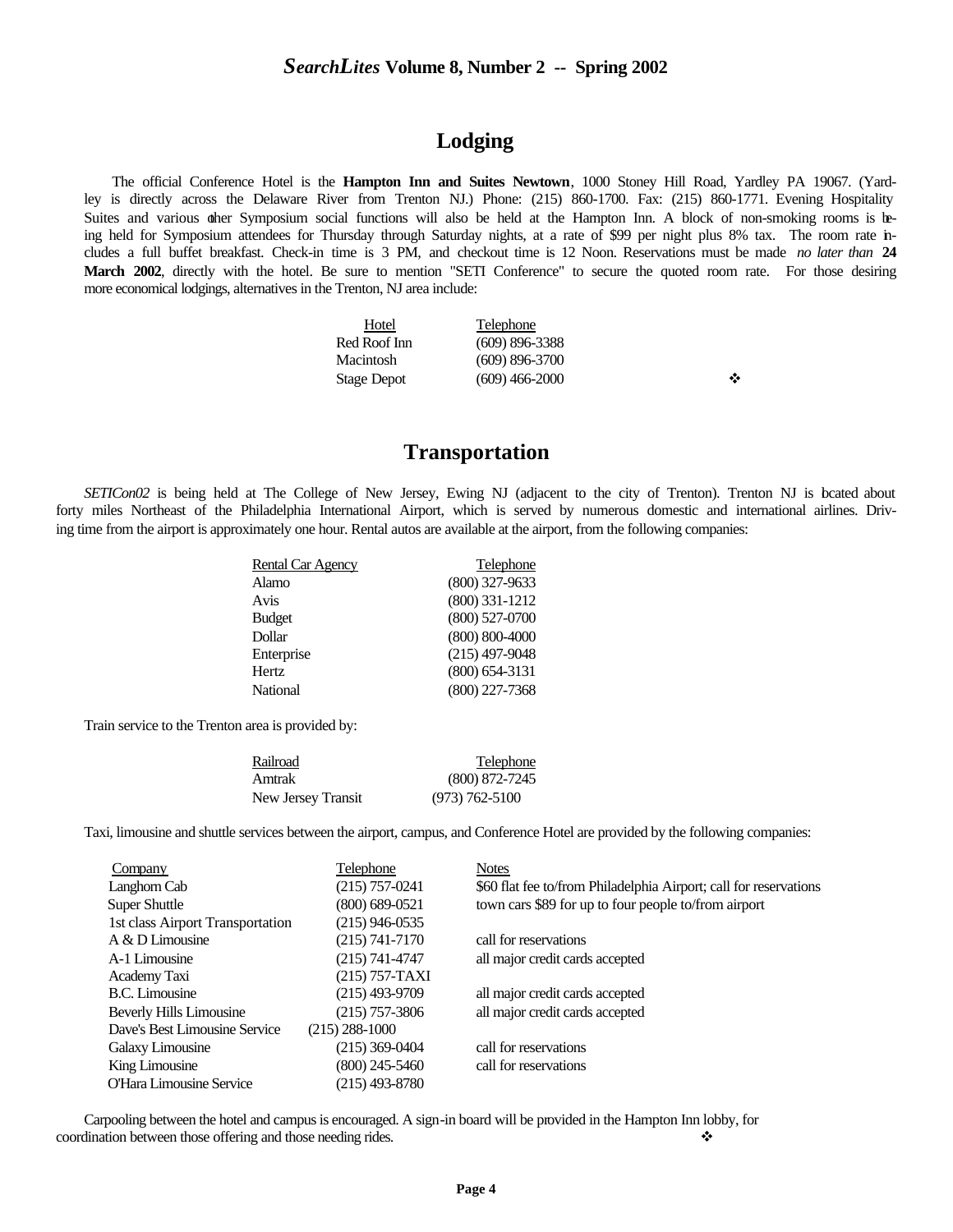## Lodging

The official Conference Hotel is the **Hampton Inn and Suites Newtown**, 1000 Stoney Hill Road, Yardley PA 19067. (Yardley is directly across the Delaware River from Trenton NJ.) Phone: (215) 860-1700. Fax: (215) 860-1771. Evening Hospitality Suites and various other Symposium social functions will also be held at the Hampton Inn. A block of non-smoking rooms is being held for Symposium attendees for Thursday through Saturday nights, at a rate of $99 per night plus 8% tax. The room rate includes a full buffet breakfast. Check-in time is 3 PM, and checkout time is 12 Noon. Reservations must be made *no later than* **24 March 2002**, directly with the hotel. Be sure to mention "SETI Conference" to secure the quoted room rate. For those desiring more economical lodgings, alternatives in the Trenton, NJ area include:

| Hotel | Telephone |
|---|---|
| Red Roof Inn | (609) 896-3388 |
| Macintosh | (609) 896-3700 |
| Stage Depot | (609) 466-2000 |

❖

## Transportation

*SETICon02* is being held at The College of New Jersey, Ewing NJ (adjacent to the city of Trenton). Trenton NJ is located about forty miles Northeast of the Philadelphia International Airport, which is served by numerous domestic and international airlines. Driving time from the airport is approximately one hour. Rental autos are available at the airport, from the following companies:

| Rental Car Agency | Telephone |
|---|---|
| Alamo | (800) 327-9633 |
| Avis | (800) 331-1212 |
| Budget | (800) 527-0700 |
| Dollar | (800) 800-4000 |
| Enterprise | (215) 497-9048 |
| Hertz | (800) 654-3131 |
| National | (800) 227-7368 |

Train service to the Trenton area is provided by:

| Railroad | Telephone |
|---|---|
| Amtrak | (800) 872-7245 |
| New Jersey Transit | (973) 762-5100 |

Taxi, limousine and shuttle services between the airport, campus, and Conference Hotel are provided by the following companies:

| Company | Telephone | Notes |
|---|---|---|
| Langhorn Cab | (215) 757-0241 | $60 flat fee to/from Philadelphia Airport; call for reservations |
| Super Shuttle | (800) 689-0521 | town cars $89 for up to four people to/from airport |
| 1st class Airport Transportation | (215) 946-0535 | |
| A & D Limousine | (215) 741-7170 | call for reservations |
| A-1 Limousine | (215) 741-4747 | all major credit cards accepted |
| Academy Taxi | (215) 757-TAXI | |
| B.C. Limousine | (215) 493-9709 | all major credit cards accepted |
| Beverly Hills Limousine | (215) 757-3806 | all major credit cards accepted |
| Dave's Best Limousine Service | (215) 288-1000 | |
| Galaxy Limousine | (215) 369-0404 | call for reservations |
| King Limousine | (800) 245-5460 | call for reservations |
| O'Hara Limousine Service | (215) 493-8780 | |

Carpooling between the hotel and campus is encouraged. A sign-in board will be provided in the Hampton Inn lobby, for coordination between those offering and those needing rides. ❖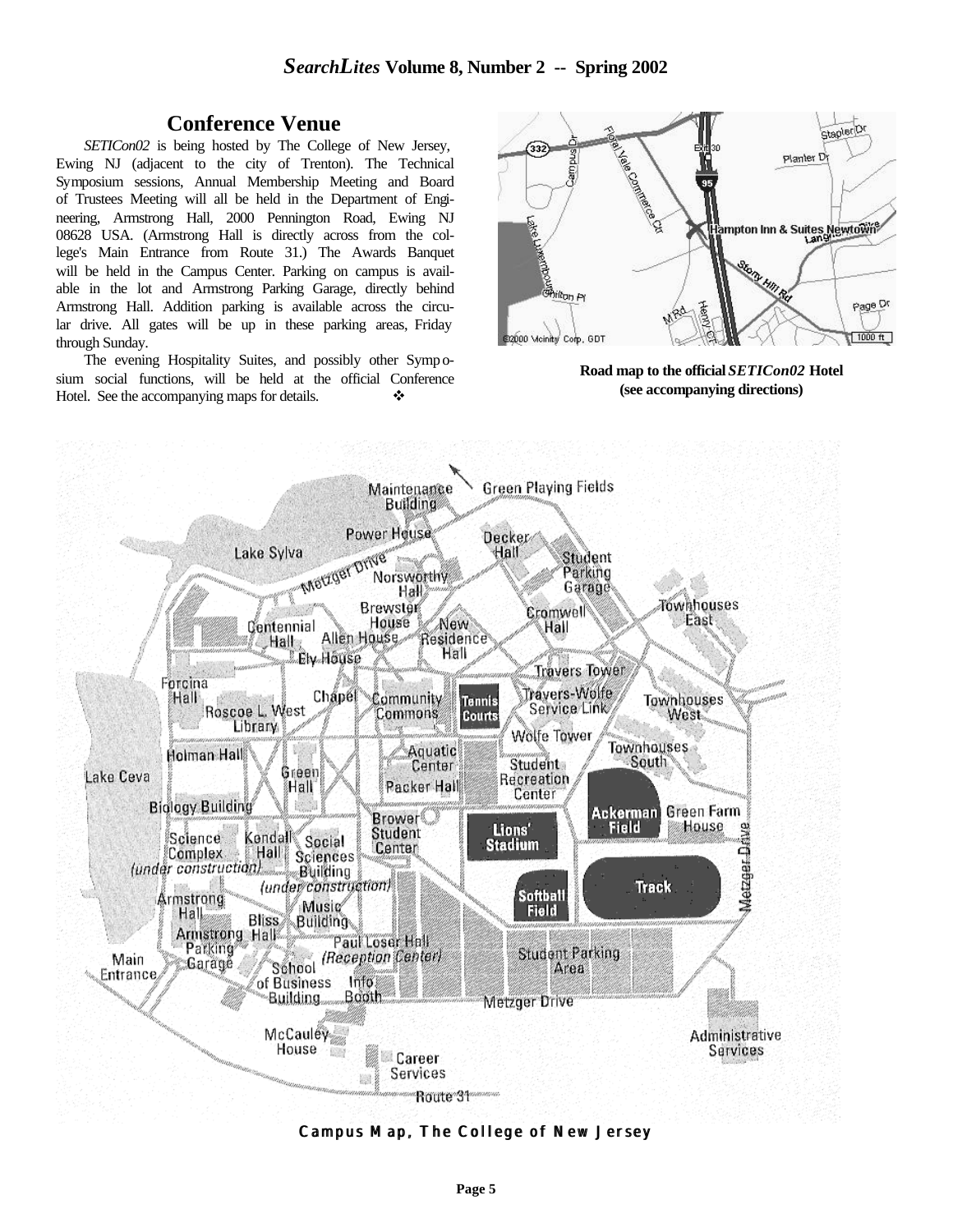## Conference Venue

*SETICon02* is being hosted by The College of New Jersey, Ewing NJ (adjacent to the city of Trenton). The Technical Symposium sessions, Annual Membership Meeting and Board of Trustees Meeting will all be held in the Department of Engineering, Armstrong Hall, 2000 Pennington Road, Ewing NJ 08628 USA. (Armstrong Hall is directly across from the college's Main Entrance from Route 31.) The Awards Banquet will be held in the Campus Center. Parking on campus is available in the lot and Armstrong Parking Garage, directly behind Armstrong Hall. Addition parking is available across the circular drive. All gates will be up in these parking areas, Friday through Sunday.

The evening Hospitality Suites, and possibly other Symposium social functions, will be held at the official Conference Hotel. See the accompanying maps for details. ❖

**Road map to the official *SETICon02* Hotel (see accompanying directions)**

**Campus Map, The College of New Jersey**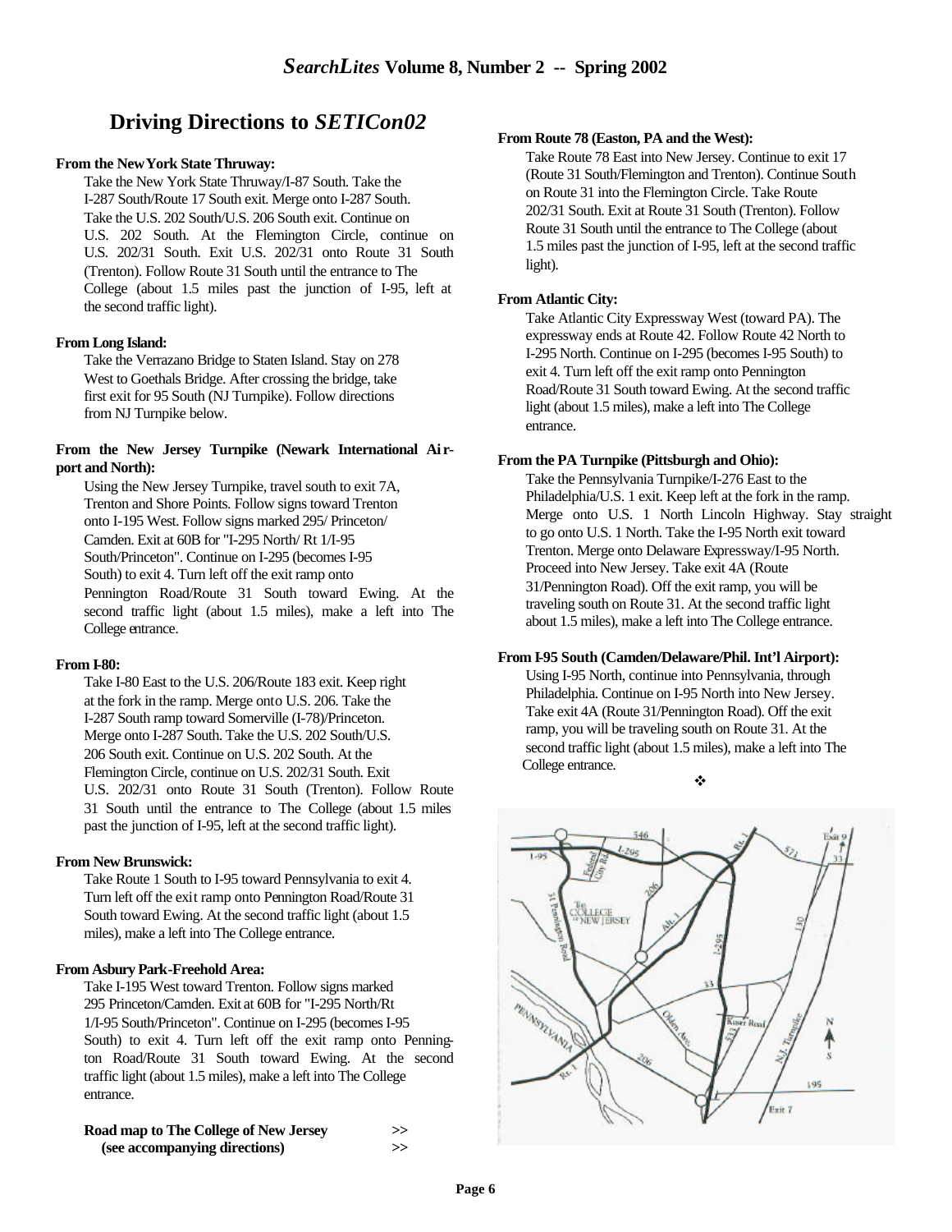## Driving Directions to *SETICon02*

**From the New York State Thruway:**

Take the New York State Thruway/I-87 South. Take the I-287 South/Route 17 South exit. Merge onto I-287 South. Take the U.S. 202 South/U.S. 206 South exit. Continue on U.S. 202 South. At the Flemington Circle, continue on U.S. 202/31 South. Exit U.S. 202/31 onto Route 31 South (Trenton). Follow Route 31 South until the entrance to The College (about 1.5 miles past the junction of I-95, left at the second traffic light).

**From Long Island:**

Take the Verrazano Bridge to Staten Island. Stay on 278 West to Goethals Bridge. After crossing the bridge, take first exit for 95 South (NJ Turnpike). Follow directions from NJ Turnpike below.

**From the New Jersey Turnpike (Newark International Airport and North):**

Using the New Jersey Turnpike, travel south to exit 7A, Trenton and Shore Points. Follow signs toward Trenton onto I-195 West. Follow signs marked 295/ Princeton/ Camden. Exit at 60B for "I-295 North/ Rt 1/I-95 South/Princeton". Continue on I-295 (becomes I-95 South) to exit 4. Turn left off the exit ramp onto Pennington Road/Route 31 South toward Ewing. At the second traffic light (about 1.5 miles), make a left into The College entrance.

**From I-80:**

Take I-80 East to the U.S. 206/Route 183 exit. Keep right at the fork in the ramp. Merge onto U.S. 206. Take the I-287 South ramp toward Somerville (I-78)/Princeton. Merge onto I-287 South. Take the U.S. 202 South/U.S. 206 South exit. Continue on U.S. 202 South. At the Flemington Circle, continue on U.S. 202/31 South. Exit U.S. 202/31 onto Route 31 South (Trenton). Follow Route 31 South until the entrance to The College (about 1.5 miles past the junction of I-95, left at the second traffic light).

**From New Brunswick:**

Take Route 1 South to I-95 toward Pennsylvania to exit 4. Turn left off the exit ramp onto Pennington Road/Route 31 South toward Ewing. At the second traffic light (about 1.5 miles), make a left into The College entrance.

**From Asbury Park-Freehold Area:**

Take I-195 West toward Trenton. Follow signs marked 295 Princeton/Camden. Exit at 60B for "I-295 North/Rt 1/I-95 South/Princeton". Continue on I-295 (becomes I-95 South) to exit 4. Turn left off the exit ramp onto Pennington Road/Route 31 South toward Ewing. At the second traffic light (about 1.5 miles), make a left into The College entrance.

**Road map to The College of New Jersey >>**
**(see accompanying directions) >>**

**From Route 78 (Easton, PA and the West):**

Take Route 78 East into New Jersey. Continue to exit 17 (Route 31 South/Flemington and Trenton). Continue South on Route 31 into the Flemington Circle. Take Route 202/31 South. Exit at Route 31 South (Trenton). Follow Route 31 South until the entrance to The College (about 1.5 miles past the junction of I-95, left at the second traffic light).

**From Atlantic City:**

Take Atlantic City Expressway West (toward PA). The expressway ends at Route 42. Follow Route 42 North to I-295 North. Continue on I-295 (becomes I-95 South) to exit 4. Turn left off the exit ramp onto Pennington Road/Route 31 South toward Ewing. At the second traffic light (about 1.5 miles), make a left into The College entrance.

**From the PA Turnpike (Pittsburgh and Ohio):**

Take the Pennsylvania Turnpike/I-276 East to the Philadelphia/U.S. 1 exit. Keep left at the fork in the ramp. Merge onto U.S. 1 North Lincoln Highway. Stay straight to go onto U.S. 1 North. Take the I-95 North exit toward Trenton. Merge onto Delaware Expressway/I-95 North. Proceed into New Jersey. Take exit 4A (Route 31/Pennington Road). Off the exit ramp, you will be traveling south on Route 31. At the second traffic light about 1.5 miles), make a left into The College entrance.

**From I-95 South (Camden/Delaware/Phil. Int'l Airport):**

Using I-95 North, continue into Pennsylvania, through Philadelphia. Continue on I-95 North into New Jersey. Take exit 4A (Route 31/Pennington Road). Off the exit ramp, you will be traveling south on Route 31. At the second traffic light (about 1.5 miles), make a left into The College entrance.

❖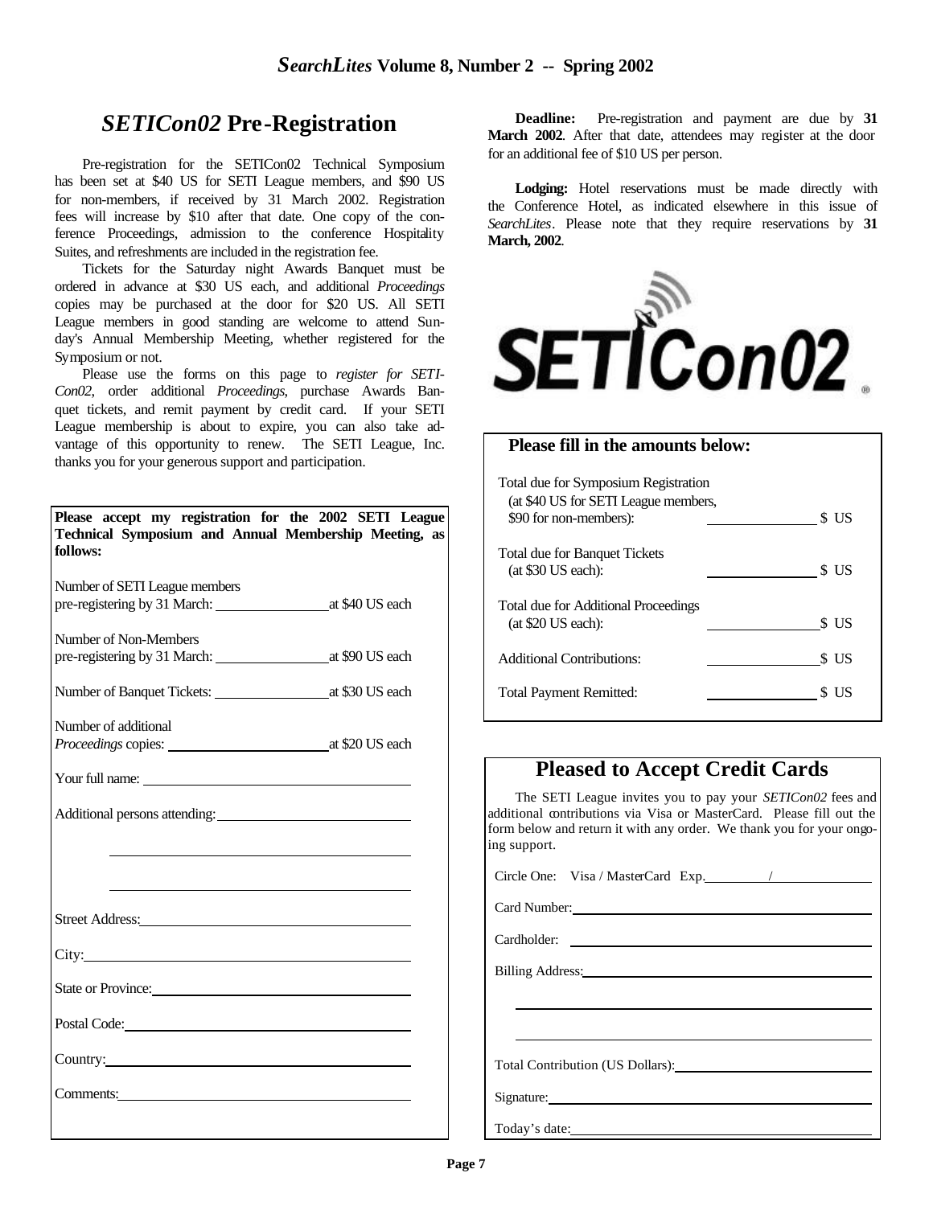## *SETICon02* Pre-Registration

Pre-registration for the SETICon02 Technical Symposium has been set at $40 US for SETI League members, and $90 US for non-members, if received by 31 March 2002. Registration fees will increase by $10 after that date. One copy of the conference Proceedings, admission to the conference Hospitality Suites, and refreshments are included in the registration fee.

Tickets for the Saturday night Awards Banquet must be ordered in advance at $30 US each, and additional *Proceedings* copies may be purchased at the door for $20 US. All SETI League members in good standing are welcome to attend Sunday's Annual Membership Meeting, whether registered for the Symposium or not.

Please use the forms on this page to *register for SETICon02*, order additional *Proceedings*, purchase Awards Banquet tickets, and remit payment by credit card. If your SETI League membership is about to expire, you can also take advantage of this opportunity to renew. The SETI League, Inc. thanks you for your generous support and participation.

**Deadline:** Pre-registration and payment are due by **31 March 2002**. After that date, attendees may register at the door for an additional fee of $10 US per person.

**Lodging:** Hotel reservations must be made directly with the Conference Hotel, as indicated elsewhere in this issue of *SearchLites*. Please note that they require reservations by **31 March, 2002**.

SETICon02

---

**Please accept my registration for the 2002 SETI League Technical Symposium and Annual Membership Meeting, as follows:**

Number of SETI League members pre-registering by 31 March: ________________ at $40 US each

Number of Non-Members pre-registering by 31 March: ________________ at $90 US each

Number of Banquet Tickets: ________________ at $30 US each

Number of additional *Proceedings* copies: ______________________ at $20 US each

Your full name: ________________________________________

Additional persons attending: ___________________________

________________________________________

________________________________________

Street Address: ________________________________________

City: ________________________________________

State or Province: ________________________________________

Postal Code: ________________________________________

Country: ________________________________________

Comments: ________________________________________

---

**Please fill in the amounts below:**

Total due for Symposium Registration (at $40 US for SETI League members, $90 for non-members): ______________ $ US

Total due for Banquet Tickets (at $30 US each): ______________ $ US

Total due for Additional Proceedings (at $20 US each): ______________ $ US

Additional Contributions: ______________ $ US

Total Payment Remitted: ______________ $ US

---

### Pleased to Accept Credit Cards

The SETI League invites you to pay your *SETICon02* fees and additional contributions via Visa or MasterCard. Please fill out the form below and return it with any order. We thank you for your ongoing support.

Circle One: Visa / MasterCard Exp. _________ / _____________

Card Number: ________________________________________

Cardholder: ________________________________________

Billing Address: ________________________________________

________________________________________

________________________________________

Total Contribution (US Dollars): ______________________

Signature: ________________________________________

Today's date: ________________________________________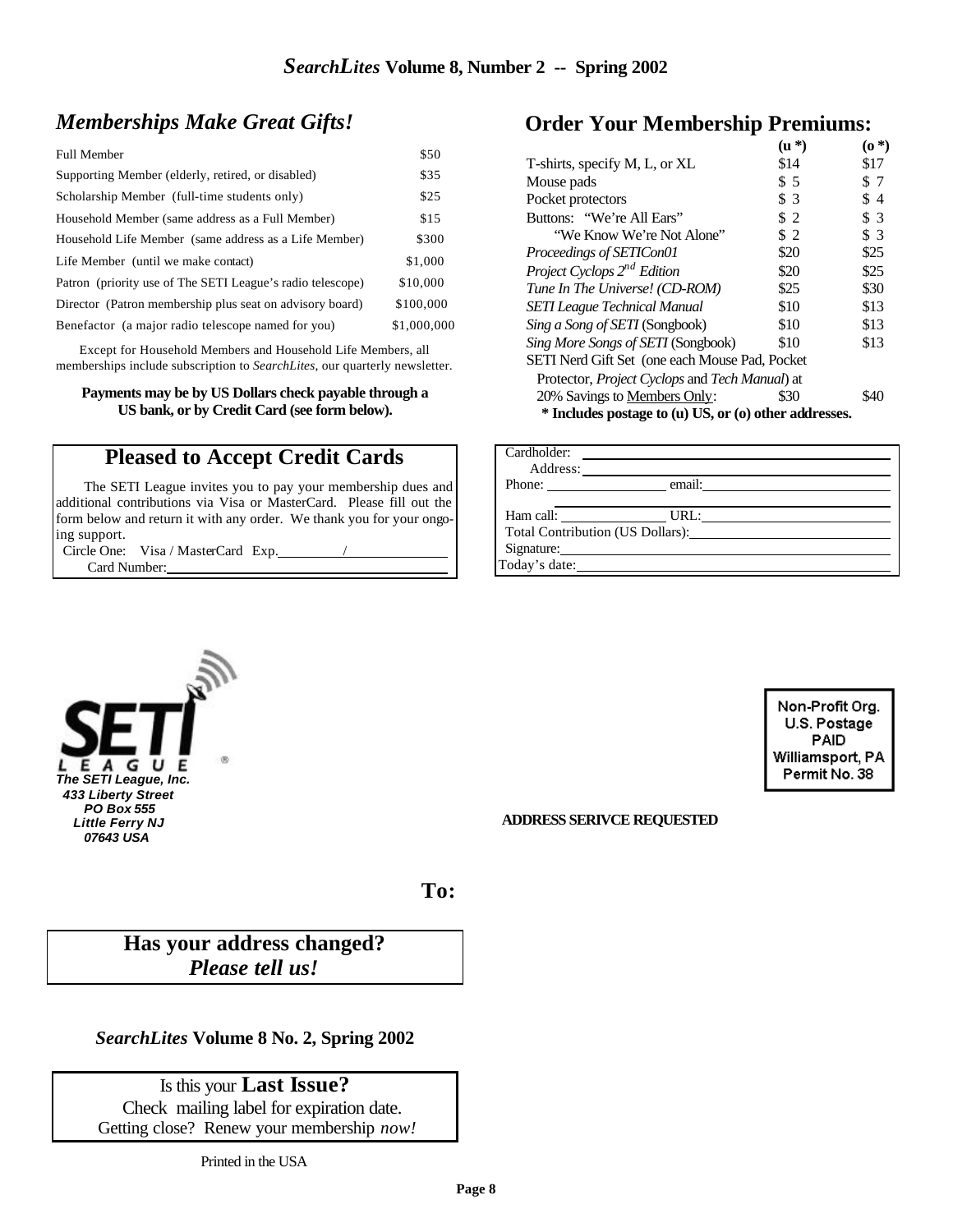## *Memberships Make Great Gifts!*

| | |
|---|---|
| Full Member | $50 |
| Supporting Member (elderly, retired, or disabled) | $35 |
| Scholarship Member (full-time students only) | $25 |
| Household Member (same address as a Full Member) | $15 |
| Household Life Member (same address as a Life Member) | $300 |
| Life Member (until we make contact) | $1,000 |
| Patron (priority use of The SETI League's radio telescope) | $10,000 |
| Director (Patron membership plus seat on advisory board) | $100,000 |
| Benefactor (a major radio telescope named for you) | $1,000,000 |

Except for Household Members and Household Life Members, all memberships include subscription to *SearchLites*, our quarterly newsletter.

**Payments may be by US Dollars check payable through a US bank, or by Credit Card (see form below).**

### Pleased to Accept Credit Cards

The SETI League invites you to pay your membership dues and additional contributions via Visa or MasterCard. Please fill out the form below and return it with any order. We thank you for your ongoing support.

Circle One: Visa / MasterCard Exp.\_\_\_\_\_\_\_\_/\_\_\_\_\_\_\_\_

Card Number:\_\_\_\_\_\_\_\_\_\_\_\_\_\_\_\_\_\_\_\_\_\_\_\_\_\_\_\_\_\_

## Order Your Membership Premiums:

| | (u *) | (o *) |
|---|---|---|
| T-shirts, specify M, L, or XL | $14 | $17 |
| Mouse pads | $ 5 | $ 7 |
| Pocket protectors | $ 3 | $ 4 |
| Buttons: "We're All Ears" | $ 2 | $ 3 |
| "We Know We're Not Alone" | $ 2 | $ 3 |
| *Proceedings of SETICon01* | $20 | $25 |
| *Project Cyclops 2nd Edition* | $20 | $25 |
| *Tune In The Universe! (CD-ROM)* | $25 | $30 |
| *SETI League Technical Manual* | $10 | $13 |
| *Sing a Song of SETI* (Songbook) | $10 | $13 |
| *Sing More Songs of SETI* (Songbook) | $10 | $13 |
| SETI Nerd Gift Set (one each Mouse Pad, Pocket Protector, *Project Cyclops* and *Tech Manual*) at 20% Savings to Members Only: | $30 | $40 |

**\* Includes postage to (u) US, or (o) other addresses.**

Cardholder: \_\_\_\_\_\_\_\_\_\_\_\_\_\_\_\_\_\_\_\_\_\_\_\_\_\_\_\_\_\_

Address: \_\_\_\_\_\_\_\_\_\_\_\_\_\_\_\_\_\_\_\_\_\_\_\_\_\_\_\_\_\_

Phone: \_\_\_\_\_\_\_\_\_\_\_\_ email:\_\_\_\_\_\_\_\_\_\_\_\_\_\_\_\_

Ham call: \_\_\_\_\_\_\_\_\_\_\_\_ URL:\_\_\_\_\_\_\_\_\_\_\_\_\_\_\_\_

Total Contribution (US Dollars):\_\_\_\_\_\_\_\_\_\_\_\_\_\_\_\_

Signature:\_\_\_\_\_\_\_\_\_\_\_\_\_\_\_\_\_\_\_\_\_\_\_\_\_\_\_\_\_\_

Today's date:\_\_\_\_\_\_\_\_\_\_\_\_\_\_\_\_\_\_\_\_\_\_\_\_\_\_\_\_\_\_

SETI LEAGUE ®

***The SETI League, Inc.***
***433 Liberty Street***
***PO Box 555***
***Little Ferry NJ***
***07643 USA***

Non-Profit Org.
U.S. Postage
PAID
Williamsport, PA
Permit No. 38

**ADDRESS SERIVCE REQUESTED**

**To:**

**Has your address changed?**
***Please tell us!***

***SearchLites* Volume 8 No. 2, Spring 2002**

Is this your **Last Issue?**
Check mailing label for expiration date.
Getting close? Renew your membership *now!*

Printed in the USA